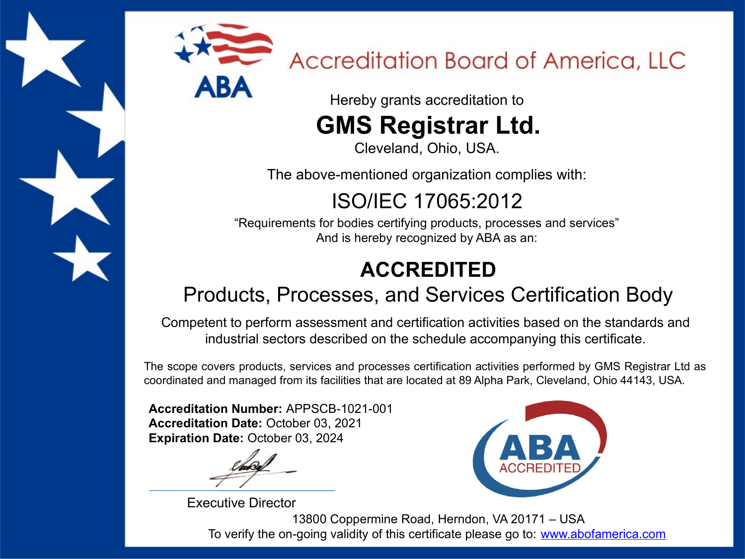# Accreditation Board of America, LLC

ABA

Hereby grants accreditation to

## GMS Registrar Ltd.

Cleveland, Ohio, USA.

The above-mentioned organization complies with:

## ISO/IEC 17065:2012

"Requirements for bodies certifying products, processes and services"
And is hereby recognized by ABA as an:

## ACCREDITED

## Products, Processes, and Services Certification Body

Competent to perform assessment and certification activities based on the standards and industrial sectors described on the schedule accompanying this certificate.

The scope covers products, services and processes certification activities performed by GMS Registrar Ltd as coordinated and managed from its facilities that are located at 89 Alpha Park, Cleveland, Ohio 44143, USA.

**Accreditation Number:** APPSCB-1021-001
**Accreditation Date:** October 03, 2021
**Expiration Date:** October 03, 2024

Executive Director

ABA ACCREDITED

13800 Coppermine Road, Herndon, VA 20171 – USA
To verify the on-going validity of this certificate please go to: www.abofamerica.com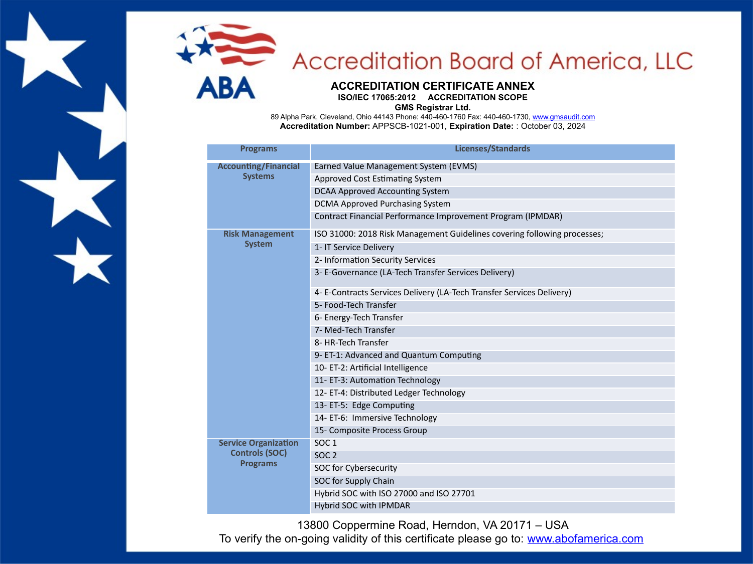# Accreditation Board of America, LLC

**ACCREDITATION CERTIFICATE ANNEX**

**ISO/IEC 17065:2012 ACCREDITATION SCOPE**

**GMS Registrar Ltd.**

89 Alpha Park, Cleveland, Ohio 44143 Phone: 440-460-1760 Fax: 440-460-1730, www.gmsaudit.com

**Accreditation Number:** APPSCB-1021-001, **Expiration Date:** : October 03, 2024

| Programs | Licenses/Standards |
|---|---|
| Accounting/Financial Systems | Earned Value Management System (EVMS) |
| | Approved Cost Estimating System |
| | DCAA Approved Accounting System |
| | DCMA Approved Purchasing System |
| | Contract Financial Performance Improvement Program (IPMDAR) |
| Risk Management System | ISO 31000: 2018 Risk Management Guidelines covering following processes; |
| | 1- IT Service Delivery |
| | 2- Information Security Services |
| | 3- E-Governance (LA-Tech Transfer Services Delivery) |
| | 4- E-Contracts Services Delivery (LA-Tech Transfer Services Delivery) |
| | 5- Food-Tech Transfer |
| | 6- Energy-Tech Transfer |
| | 7- Med-Tech Transfer |
| | 8- HR-Tech Transfer |
| | 9- ET-1: Advanced and Quantum Computing |
| | 10- ET-2: Artificial Intelligence |
| | 11- ET-3: Automation Technology |
| | 12- ET-4: Distributed Ledger Technology |
| | 13- ET-5: Edge Computing |
| | 14- ET-6: Immersive Technology |
| | 15- Composite Process Group |
| Service Organization Controls (SOC) Programs | SOC 1 |
| | SOC 2 |
| | SOC for Cybersecurity |
| | SOC for Supply Chain |
| | Hybrid SOC with ISO 27000 and ISO 27701 |
| | Hybrid SOC with IPMDAR |

13800 Coppermine Road, Herndon, VA 20171 – USA

To verify the on-going validity of this certificate please go to: www.abofamerica.com